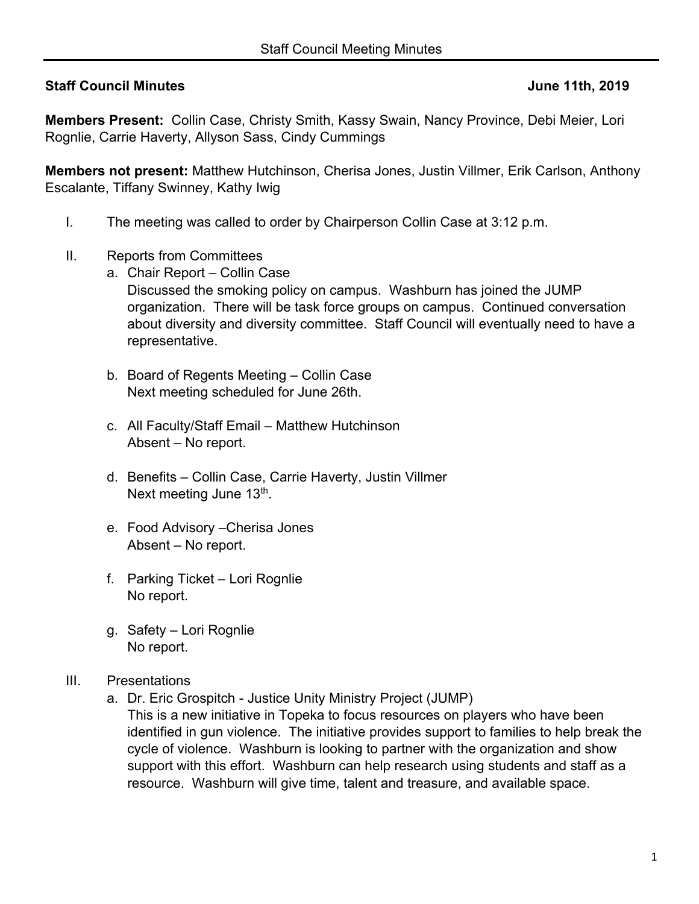**Staff Council Minutes** **June 11th, 2019**

**Members Present:** Collin Case, Christy Smith, Kassy Swain, Nancy Province, Debi Meier, Lori Rognlie, Carrie Haverty, Allyson Sass, Cindy Cummings

**Members not present:** Matthew Hutchinson, Cherisa Jones, Justin Villmer, Erik Carlson, Anthony Escalante, Tiffany Swinney, Kathy Iwig

I. The meeting was called to order by Chairperson Collin Case at 3:12 p.m.

II. Reports from Committees

a. Chair Report – Collin Case
   Discussed the smoking policy on campus. Washburn has joined the JUMP organization. There will be task force groups on campus. Continued conversation about diversity and diversity committee. Staff Council will eventually need to have a representative.

b. Board of Regents Meeting – Collin Case
   Next meeting scheduled for June 26th.

c. All Faculty/Staff Email – Matthew Hutchinson
   Absent – No report.

d. Benefits – Collin Case, Carrie Haverty, Justin Villmer
   Next meeting June 13th.

e. Food Advisory –Cherisa Jones
   Absent – No report.

f. Parking Ticket – Lori Rognlie
   No report.

g. Safety – Lori Rognlie
   No report.

III. Presentations

a. Dr. Eric Grospitch - Justice Unity Ministry Project (JUMP)
   This is a new initiative in Topeka to focus resources on players who have been identified in gun violence. The initiative provides support to families to help break the cycle of violence. Washburn is looking to partner with the organization and show support with this effort. Washburn can help research using students and staff as a resource. Washburn will give time, talent and treasure, and available space.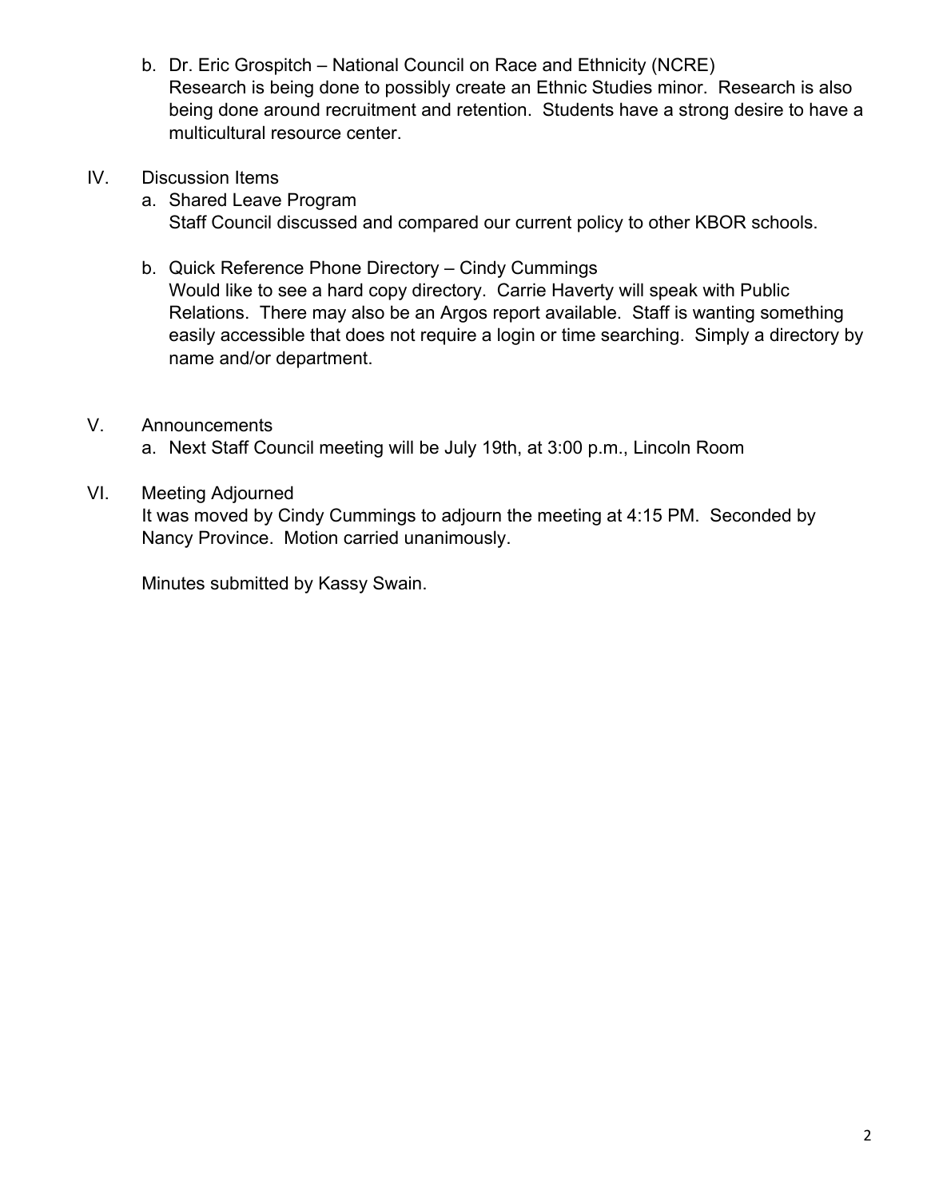b. Dr. Eric Grospitch – National Council on Race and Ethnicity (NCRE)
   Research is being done to possibly create an Ethnic Studies minor. Research is also being done around recruitment and retention. Students have a strong desire to have a multicultural resource center.

IV. Discussion Items

a. Shared Leave Program
   Staff Council discussed and compared our current policy to other KBOR schools.

b. Quick Reference Phone Directory – Cindy Cummings
   Would like to see a hard copy directory. Carrie Haverty will speak with Public Relations. There may also be an Argos report available. Staff is wanting something easily accessible that does not require a login or time searching. Simply a directory by name and/or department.

V. Announcements

a. Next Staff Council meeting will be July 19th, at 3:00 p.m., Lincoln Room

VI. Meeting Adjourned

It was moved by Cindy Cummings to adjourn the meeting at 4:15 PM. Seconded by Nancy Province. Motion carried unanimously.

Minutes submitted by Kassy Swain.